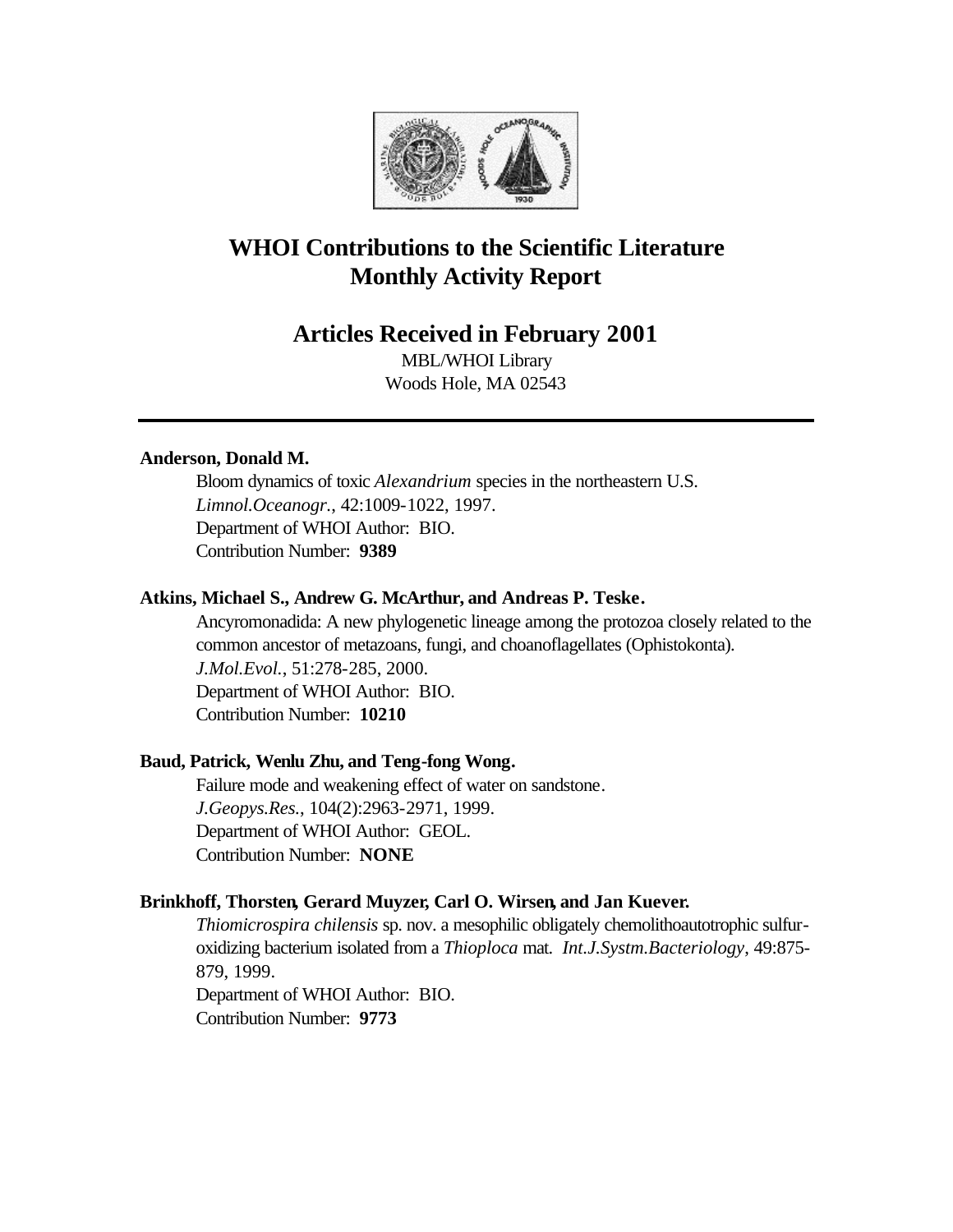# WHOI Contributions to the Scientific Literature
# Monthly Activity Report

## Articles Received in February 2001

MBL/WHOI Library
Woods Hole, MA 02543

---

**Anderson, Donald M.**

Bloom dynamics of toxic *Alexandrium* species in the northeastern U.S.
*Limnol.Oceanogr.*, 42:1009-1022, 1997.
Department of WHOI Author: BIO.
Contribution Number: **9389**

**Atkins, Michael S., Andrew G. McArthur, and Andreas P. Teske.**

Ancyromonadida: A new phylogenetic lineage among the protozoa closely related to the common ancestor of metazoans, fungi, and choanoflagellates (Ophistokonta).
*J.Mol.Evol.*, 51:278-285, 2000.
Department of WHOI Author: BIO.
Contribution Number: **10210**

**Baud, Patrick, Wenlu Zhu, and Teng-fong Wong.**

Failure mode and weakening effect of water on sandstone.
*J.Geopys.Res.*, 104(2):2963-2971, 1999.
Department of WHOI Author: GEOL.
Contribution Number: **NONE**

**Brinkhoff, Thorsten, Gerard Muyzer, Carl O. Wirsen, and Jan Kuever.**

*Thiomicrospira chilensis* sp. nov. a mesophilic obligately chemolithoautotrophic sulfur-oxidizing bacterium isolated from a *Thioploca* mat. *Int.J.Systm.Bacteriology*, 49:875-879, 1999.
Department of WHOI Author: BIO.
Contribution Number: **9773**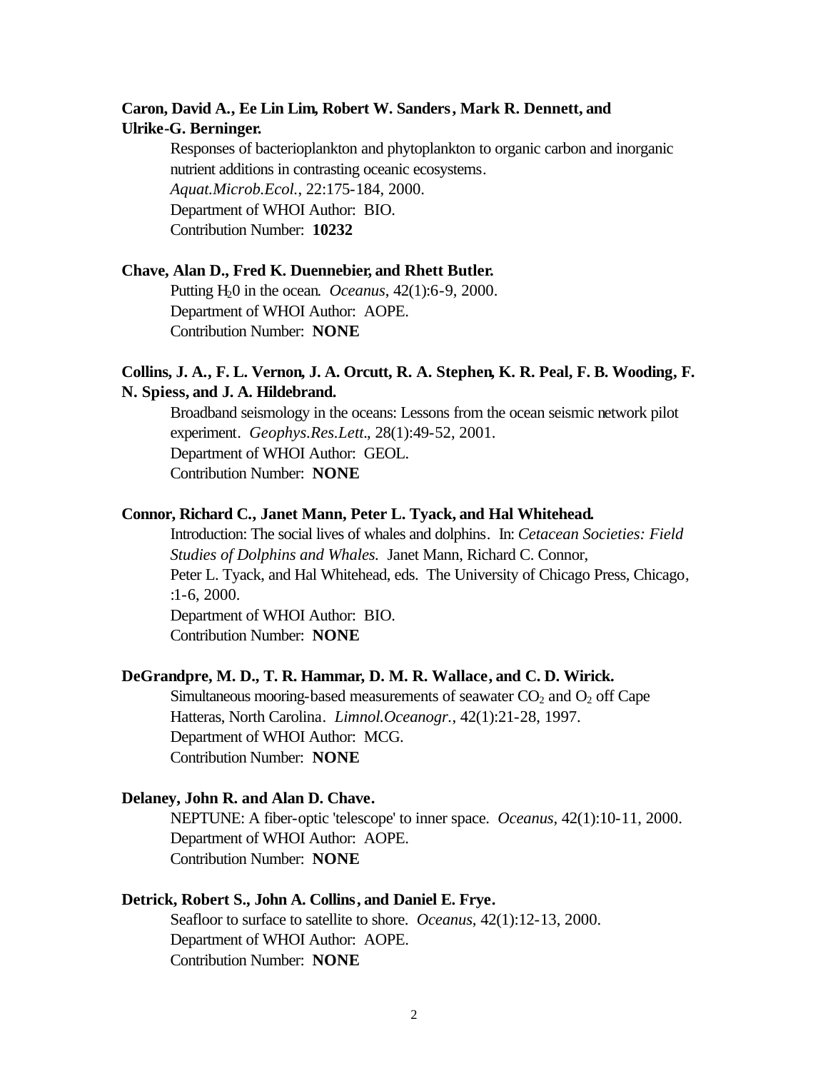**Caron, David A., Ee Lin Lim, Robert W. Sanders, Mark R. Dennett, and Ulrike-G. Berninger.**

Responses of bacterioplankton and phytoplankton to organic carbon and inorganic nutrient additions in contrasting oceanic ecosystems. *Aquat.Microb.Ecol.*, 22:175-184, 2000.
Department of WHOI Author: BIO.
Contribution Number: **10232**

**Chave, Alan D., Fred K. Duennebier, and Rhett Butler.**

Putting $H_2$0 in the ocean. *Oceanus*, 42(1):6-9, 2000.
Department of WHOI Author: AOPE.
Contribution Number: **NONE**

**Collins, J. A., F. L. Vernon, J. A. Orcutt, R. A. Stephen, K. R. Peal, F. B. Wooding, F. N. Spiess, and J. A. Hildebrand.**

Broadband seismology in the oceans: Lessons from the ocean seismic network pilot experiment. *Geophys.Res.Lett.*, 28(1):49-52, 2001.
Department of WHOI Author: GEOL.
Contribution Number: **NONE**

**Connor, Richard C., Janet Mann, Peter L. Tyack, and Hal Whitehead.**

Introduction: The social lives of whales and dolphins. In: *Cetacean Societies: Field Studies of Dolphins and Whales.* Janet Mann, Richard C. Connor, Peter L. Tyack, and Hal Whitehead, eds. The University of Chicago Press, Chicago, :1-6, 2000.
Department of WHOI Author: BIO.
Contribution Number: **NONE**

**DeGrandpre, M. D., T. R. Hammar, D. M. R. Wallace, and C. D. Wirick.**

Simultaneous mooring-based measurements of seawater $CO_2$ and $O_2$ off Cape Hatteras, North Carolina. *Limnol.Oceanogr.*, 42(1):21-28, 1997.
Department of WHOI Author: MCG.
Contribution Number: **NONE**

**Delaney, John R. and Alan D. Chave.**

NEPTUNE: A fiber-optic 'telescope' to inner space. *Oceanus*, 42(1):10-11, 2000.
Department of WHOI Author: AOPE.
Contribution Number: **NONE**

**Detrick, Robert S., John A. Collins, and Daniel E. Frye.**

Seafloor to surface to satellite to shore. *Oceanus*, 42(1):12-13, 2000.
Department of WHOI Author: AOPE.
Contribution Number: **NONE**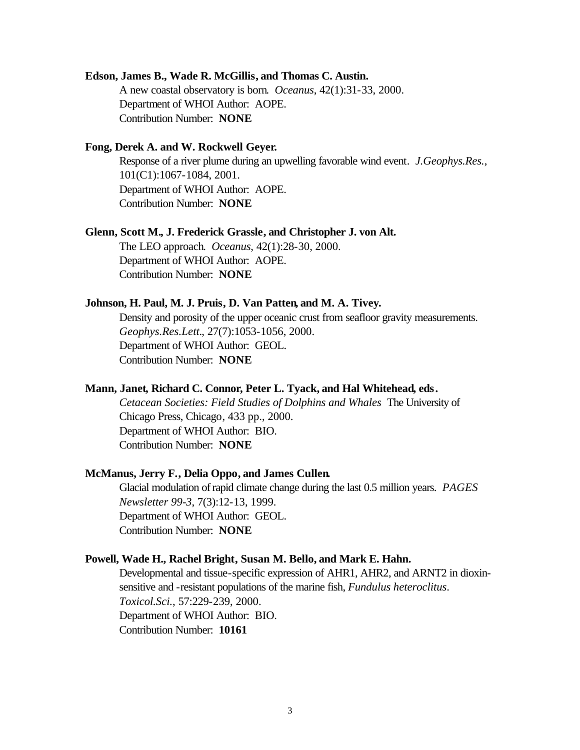**Edson, James B., Wade R. McGillis, and Thomas C. Austin.**

A new coastal observatory is born. *Oceanus*, 42(1):31-33, 2000.
Department of WHOI Author: AOPE.
Contribution Number: **NONE**

**Fong, Derek A. and W. Rockwell Geyer.**

Response of a river plume during an upwelling favorable wind event. *J.Geophys.Res.*, 101(C1):1067-1084, 2001.
Department of WHOI Author: AOPE.
Contribution Number: **NONE**

**Glenn, Scott M., J. Frederick Grassle, and Christopher J. von Alt.**

The LEO approach. *Oceanus*, 42(1):28-30, 2000.
Department of WHOI Author: AOPE.
Contribution Number: **NONE**

**Johnson, H. Paul, M. J. Pruis, D. Van Patten, and M. A. Tivey.**

Density and porosity of the upper oceanic crust from seafloor gravity measurements. *Geophys.Res.Lett.*, 27(7):1053-1056, 2000.
Department of WHOI Author: GEOL.
Contribution Number: **NONE**

**Mann, Janet, Richard C. Connor, Peter L. Tyack, and Hal Whitehead, eds.**

*Cetacean Societies: Field Studies of Dolphins and Whales* The University of Chicago Press, Chicago, 433 pp., 2000.
Department of WHOI Author: BIO.
Contribution Number: **NONE**

**McManus, Jerry F., Delia Oppo, and James Cullen.**

Glacial modulation of rapid climate change during the last 0.5 million years. *PAGES Newsletter 99-3*, 7(3):12-13, 1999.
Department of WHOI Author: GEOL.
Contribution Number: **NONE**

**Powell, Wade H., Rachel Bright, Susan M. Bello, and Mark E. Hahn.**

Developmental and tissue-specific expression of AHR1, AHR2, and ARNT2 in dioxin-sensitive and -resistant populations of the marine fish, *Fundulus heteroclitus*. *Toxicol.Sci.*, 57:229-239, 2000.
Department of WHOI Author: BIO.
Contribution Number: **10161**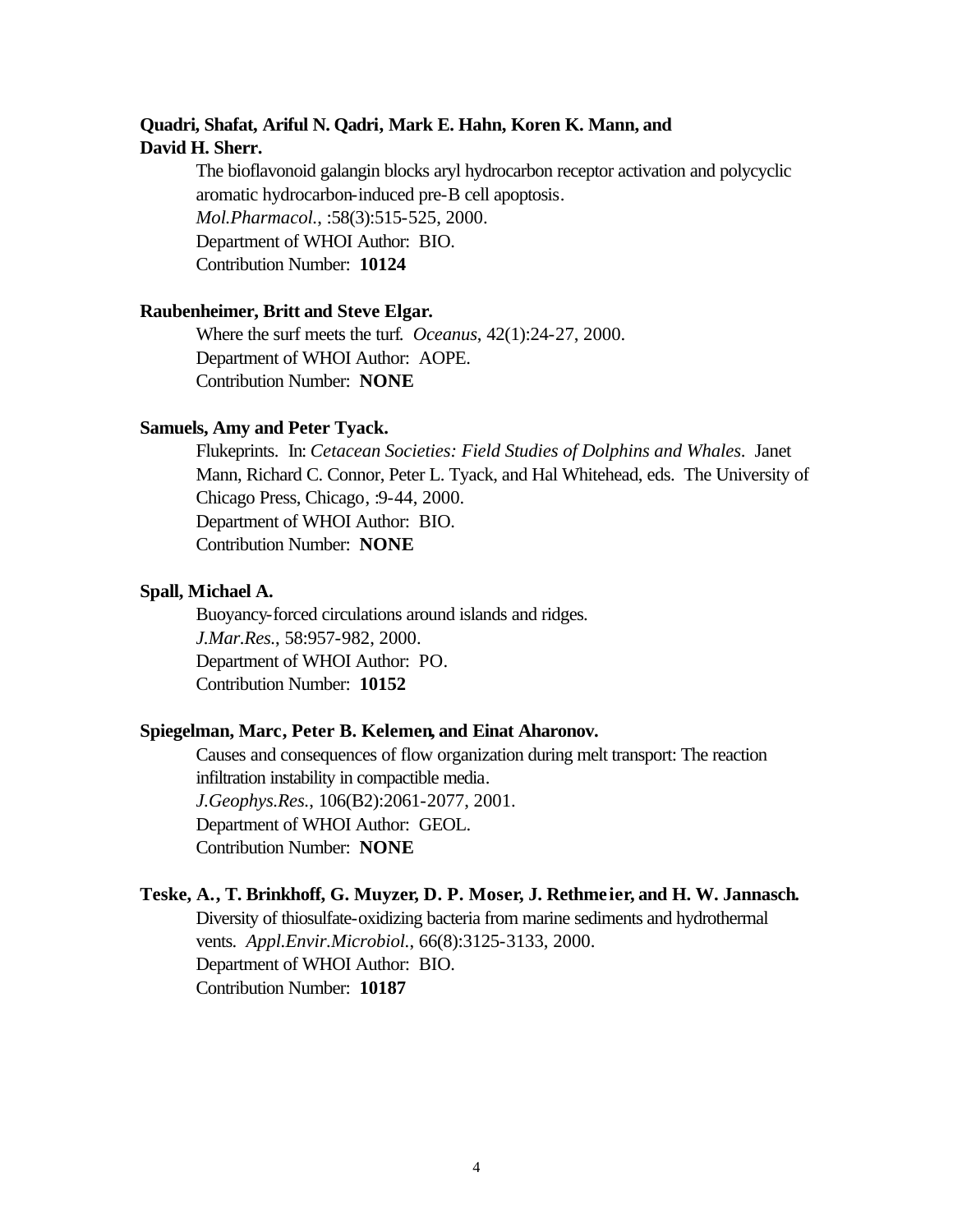**Quadri, Shafat, Ariful N. Qadri, Mark E. Hahn, Koren K. Mann, and David H. Sherr.**

The bioflavonoid galangin blocks aryl hydrocarbon receptor activation and polycyclic aromatic hydrocarbon-induced pre-B cell apoptosis.
*Mol.Pharmacol.*, :58(3):515-525, 2000.
Department of WHOI Author: BIO.
Contribution Number: **10124**

**Raubenheimer, Britt and Steve Elgar.**

Where the surf meets the turf. *Oceanus*, 42(1):24-27, 2000.
Department of WHOI Author: AOPE.
Contribution Number: **NONE**

**Samuels, Amy and Peter Tyack.**

Flukeprints. In: *Cetacean Societies: Field Studies of Dolphins and Whales.* Janet Mann, Richard C. Connor, Peter L. Tyack, and Hal Whitehead, eds. The University of Chicago Press, Chicago, :9-44, 2000.
Department of WHOI Author: BIO.
Contribution Number: **NONE**

**Spall, Michael A.**

Buoyancy-forced circulations around islands and ridges.
*J.Mar.Res.*, 58:957-982, 2000.
Department of WHOI Author: PO.
Contribution Number: **10152**

**Spiegelman, Marc, Peter B. Kelemen, and Einat Aharonov.**

Causes and consequences of flow organization during melt transport: The reaction infiltration instability in compactible media.
*J.Geophys.Res.*, 106(B2):2061-2077, 2001.
Department of WHOI Author: GEOL.
Contribution Number: **NONE**

**Teske, A., T. Brinkhoff, G. Muyzer, D. P. Moser, J. Rethmeier, and H. W. Jannasch.**

Diversity of thiosulfate-oxidizing bacteria from marine sediments and hydrothermal vents. *Appl.Envir.Microbiol.*, 66(8):3125-3133, 2000.
Department of WHOI Author: BIO.
Contribution Number: **10187**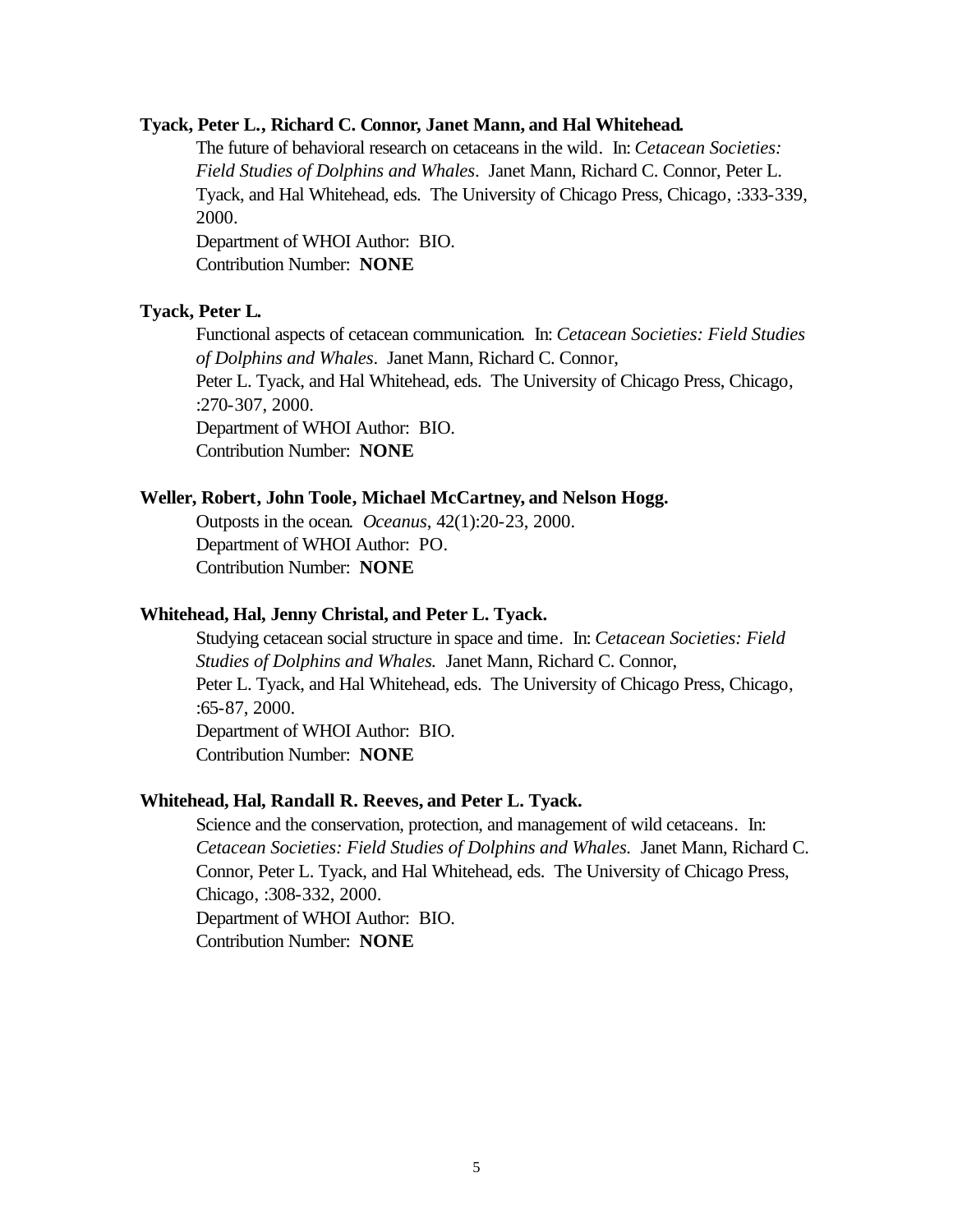**Tyack, Peter L., Richard C. Connor, Janet Mann, and Hal Whitehead.**

The future of behavioral research on cetaceans in the wild. In: *Cetacean Societies: Field Studies of Dolphins and Whales*. Janet Mann, Richard C. Connor, Peter L. Tyack, and Hal Whitehead, eds. The University of Chicago Press, Chicago, :333-339, 2000.
Department of WHOI Author: BIO.
Contribution Number: **NONE**

**Tyack, Peter L.**

Functional aspects of cetacean communication. In: *Cetacean Societies: Field Studies of Dolphins and Whales*. Janet Mann, Richard C. Connor, Peter L. Tyack, and Hal Whitehead, eds. The University of Chicago Press, Chicago, :270-307, 2000.
Department of WHOI Author: BIO.
Contribution Number: **NONE**

**Weller, Robert, John Toole, Michael McCartney, and Nelson Hogg.**

Outposts in the ocean. *Oceanus*, 42(1):20-23, 2000.
Department of WHOI Author: PO.
Contribution Number: **NONE**

**Whitehead, Hal, Jenny Christal, and Peter L. Tyack.**

Studying cetacean social structure in space and time. In: *Cetacean Societies: Field Studies of Dolphins and Whales.* Janet Mann, Richard C. Connor, Peter L. Tyack, and Hal Whitehead, eds. The University of Chicago Press, Chicago, :65-87, 2000.
Department of WHOI Author: BIO.
Contribution Number: **NONE**

**Whitehead, Hal, Randall R. Reeves, and Peter L. Tyack.**

Science and the conservation, protection, and management of wild cetaceans. In: *Cetacean Societies: Field Studies of Dolphins and Whales.* Janet Mann, Richard C. Connor, Peter L. Tyack, and Hal Whitehead, eds. The University of Chicago Press, Chicago, :308-332, 2000.
Department of WHOI Author: BIO.
Contribution Number: **NONE**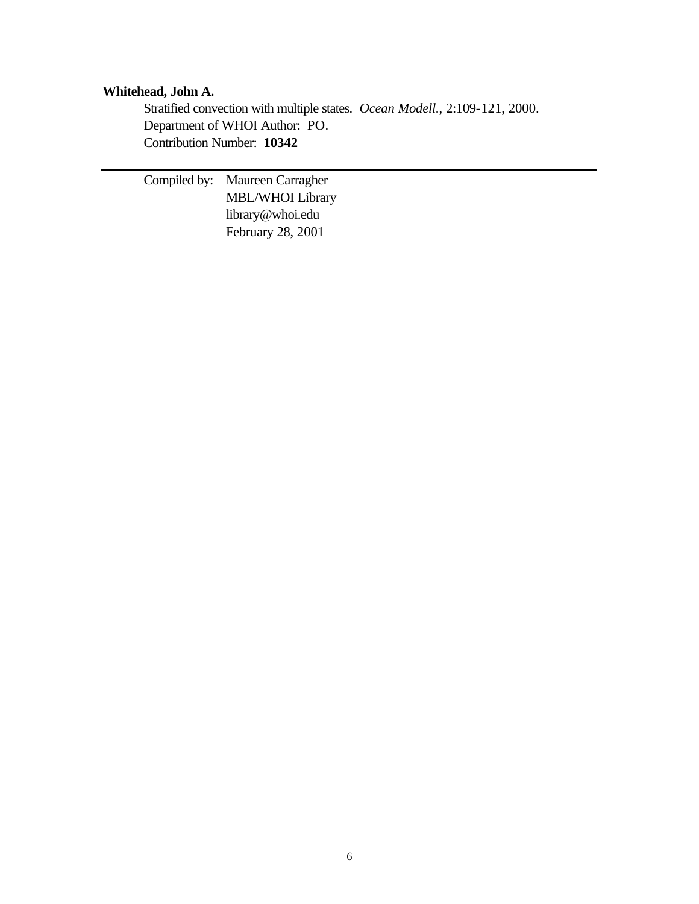**Whitehead, John A.**

Stratified convection with multiple states. *Ocean Modell.*, 2:109-121, 2000.
Department of WHOI Author: PO.
Contribution Number: **10342**

---

Compiled by: Maureen Carragher
MBL/WHOI Library
library@whoi.edu
February 28, 2001